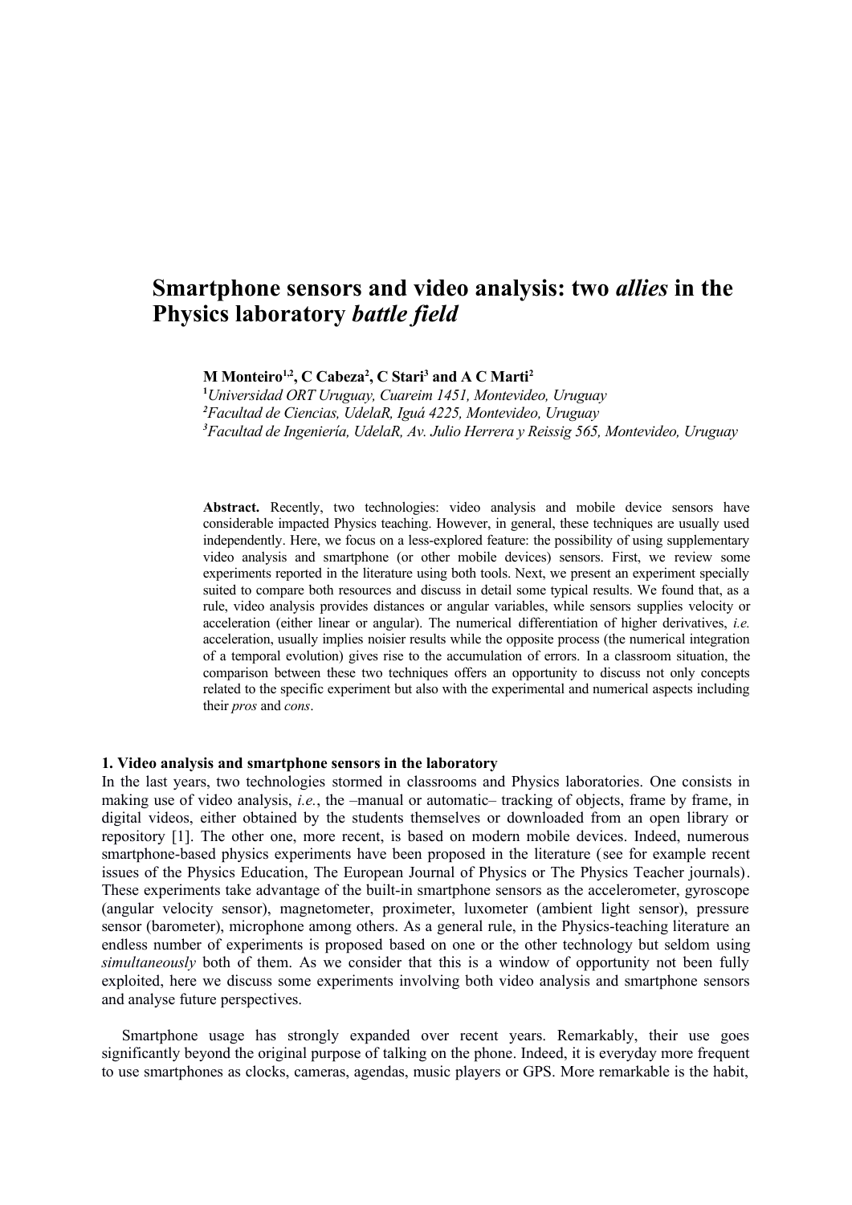# Smartphone sensors and video analysis: two *allies* in the Physics laboratory *battle field*

**M Monteiro[1,2], C Cabeza[2], C Stari[3] and A C Marti[2]**

[1]*Universidad ORT Uruguay, Cuareim 1451, Montevideo, Uruguay*
[2]*Facultad de Ciencias, UdelaR, Iguá 4225, Montevideo, Uruguay*
[3]*Facultad de Ingeniería, UdelaR, Av. Julio Herrera y Reissig 565, Montevideo, Uruguay*

**Abstract.** Recently, two technologies: video analysis and mobile device sensors have considerable impacted Physics teaching. However, in general, these techniques are usually used independently. Here, we focus on a less-explored feature: the possibility of using supplementary video analysis and smartphone (or other mobile devices) sensors. First, we review some experiments reported in the literature using both tools. Next, we present an experiment specially suited to compare both resources and discuss in detail some typical results. We found that, as a rule, video analysis provides distances or angular variables, while sensors supplies velocity or acceleration (either linear or angular). The numerical differentiation of higher derivatives, *i.e.* acceleration, usually implies noisier results while the opposite process (the numerical integration of a temporal evolution) gives rise to the accumulation of errors. In a classroom situation, the comparison between these two techniques offers an opportunity to discuss not only concepts related to the specific experiment but also with the experimental and numerical aspects including their *pros* and *cons*.

## 1. Video analysis and smartphone sensors in the laboratory

In the last years, two technologies stormed in classrooms and Physics laboratories. One consists in making use of video analysis, *i.e.*, the –manual or automatic– tracking of objects, frame by frame, in digital videos, either obtained by the students themselves or downloaded from an open library or repository [1]. The other one, more recent, is based on modern mobile devices. Indeed, numerous smartphone-based physics experiments have been proposed in the literature (see for example recent issues of the Physics Education, The European Journal of Physics or The Physics Teacher journals). These experiments take advantage of the built-in smartphone sensors as the accelerometer, gyroscope (angular velocity sensor), magnetometer, proximeter, luxometer (ambient light sensor), pressure sensor (barometer), microphone among others. As a general rule, in the Physics-teaching literature an endless number of experiments is proposed based on one or the other technology but seldom using *simultaneously* both of them. As we consider that this is a window of opportunity not been fully exploited, here we discuss some experiments involving both video analysis and smartphone sensors and analyse future perspectives.

Smartphone usage has strongly expanded over recent years. Remarkably, their use goes significantly beyond the original purpose of talking on the phone. Indeed, it is everyday more frequent to use smartphones as clocks, cameras, agendas, music players or GPS. More remarkable is the habit,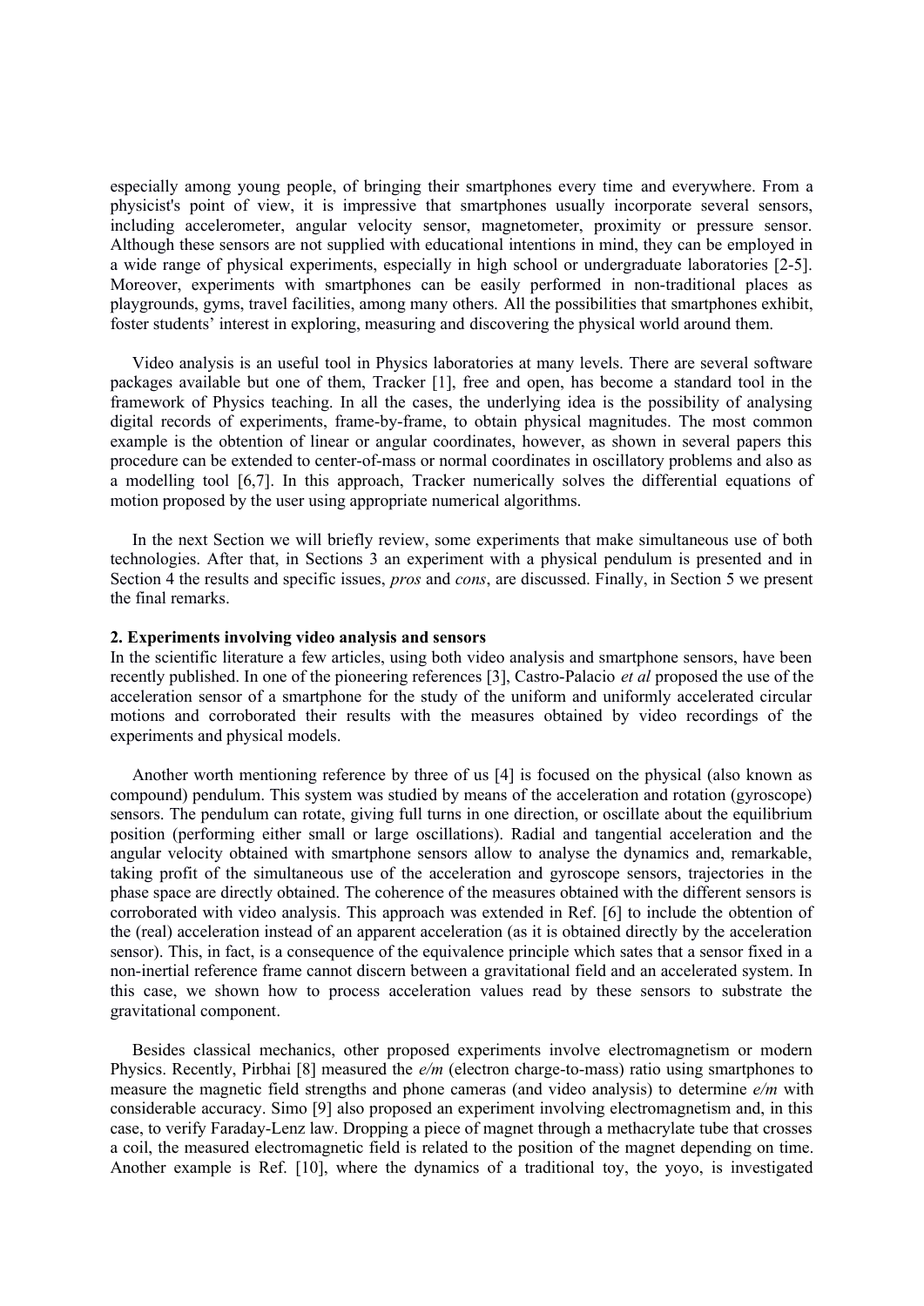especially among young people, of bringing their smartphones every time and everywhere. From a physicist's point of view, it is impressive that smartphones usually incorporate several sensors, including accelerometer, angular velocity sensor, magnetometer, proximity or pressure sensor. Although these sensors are not supplied with educational intentions in mind, they can be employed in a wide range of physical experiments, especially in high school or undergraduate laboratories [2-5]. Moreover, experiments with smartphones can be easily performed in non-traditional places as playgrounds, gyms, travel facilities, among many others. All the possibilities that smartphones exhibit, foster students' interest in exploring, measuring and discovering the physical world around them.

Video analysis is an useful tool in Physics laboratories at many levels. There are several software packages available but one of them, Tracker [1], free and open, has become a standard tool in the framework of Physics teaching. In all the cases, the underlying idea is the possibility of analysing digital records of experiments, frame-by-frame, to obtain physical magnitudes. The most common example is the obtention of linear or angular coordinates, however, as shown in several papers this procedure can be extended to center-of-mass or normal coordinates in oscillatory problems and also as a modelling tool [6,7]. In this approach, Tracker numerically solves the differential equations of motion proposed by the user using appropriate numerical algorithms.

In the next Section we will briefly review, some experiments that make simultaneous use of both technologies. After that, in Sections 3 an experiment with a physical pendulum is presented and in Section 4 the results and specific issues, *pros* and *cons*, are discussed. Finally, in Section 5 we present the final remarks.

## 2. Experiments involving video analysis and sensors

In the scientific literature a few articles, using both video analysis and smartphone sensors, have been recently published. In one of the pioneering references [3], Castro-Palacio *et al* proposed the use of the acceleration sensor of a smartphone for the study of the uniform and uniformly accelerated circular motions and corroborated their results with the measures obtained by video recordings of the experiments and physical models.

Another worth mentioning reference by three of us [4] is focused on the physical (also known as compound) pendulum. This system was studied by means of the acceleration and rotation (gyroscope) sensors. The pendulum can rotate, giving full turns in one direction, or oscillate about the equilibrium position (performing either small or large oscillations). Radial and tangential acceleration and the angular velocity obtained with smartphone sensors allow to analyse the dynamics and, remarkable, taking profit of the simultaneous use of the acceleration and gyroscope sensors, trajectories in the phase space are directly obtained. The coherence of the measures obtained with the different sensors is corroborated with video analysis. This approach was extended in Ref. [6] to include the obtention of the (real) acceleration instead of an apparent acceleration (as it is obtained directly by the acceleration sensor). This, in fact, is a consequence of the equivalence principle which sates that a sensor fixed in a non-inertial reference frame cannot discern between a gravitational field and an accelerated system. In this case, we shown how to process acceleration values read by these sensors to substrate the gravitational component.

Besides classical mechanics, other proposed experiments involve electromagnetism or modern Physics. Recently, Pirbhai [8] measured the *e/m* (electron charge-to-mass) ratio using smartphones to measure the magnetic field strengths and phone cameras (and video analysis) to determine *e/m* with considerable accuracy. Simo [9] also proposed an experiment involving electromagnetism and, in this case, to verify Faraday-Lenz law. Dropping a piece of magnet through a methacrylate tube that crosses a coil, the measured electromagnetic field is related to the position of the magnet depending on time. Another example is Ref. [10], where the dynamics of a traditional toy, the yoyo, is investigated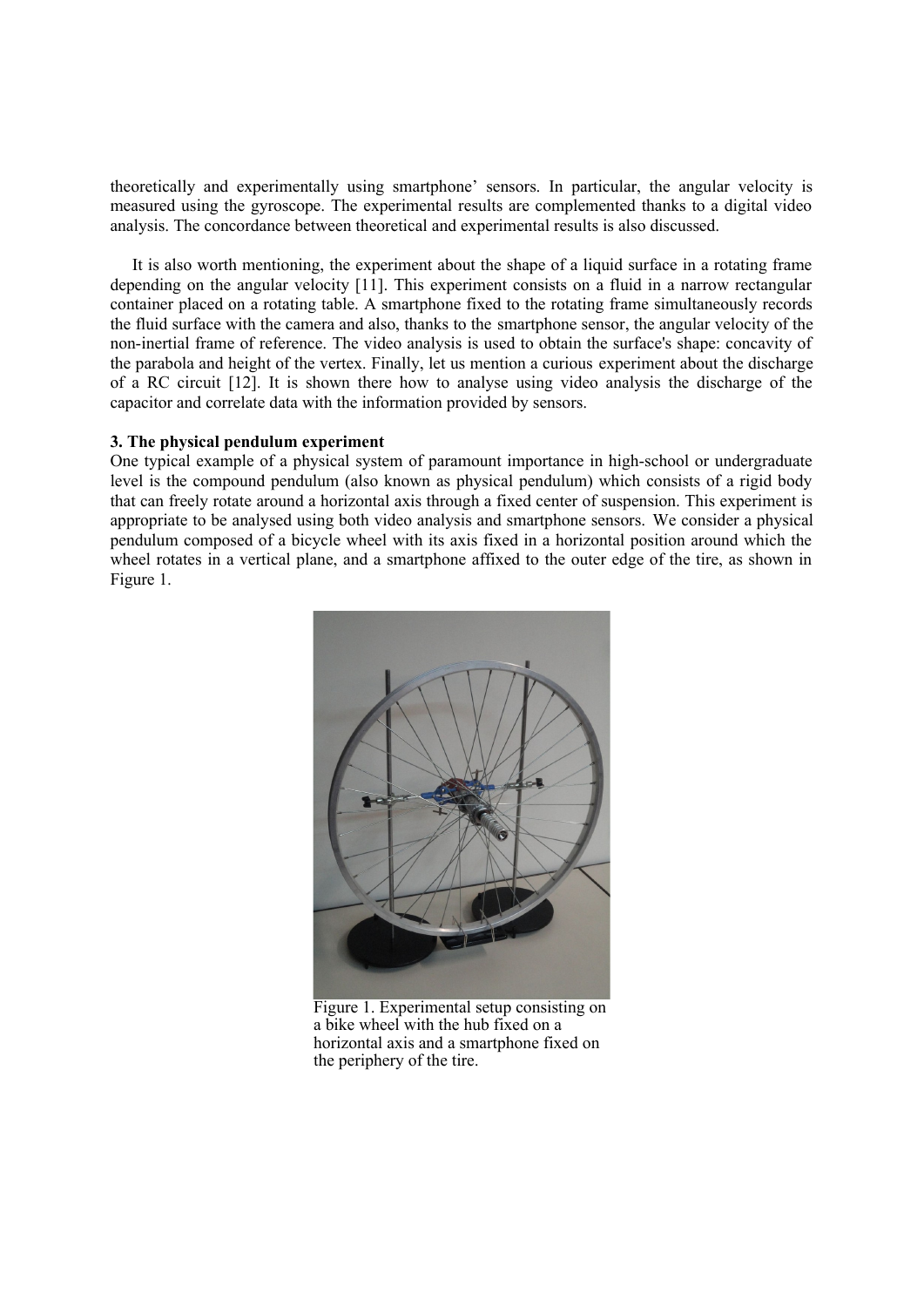theoretically and experimentally using smartphone' sensors. In particular, the angular velocity is measured using the gyroscope. The experimental results are complemented thanks to a digital video analysis. The concordance between theoretical and experimental results is also discussed.

It is also worth mentioning, the experiment about the shape of a liquid surface in a rotating frame depending on the angular velocity [11]. This experiment consists on a fluid in a narrow rectangular container placed on a rotating table. A smartphone fixed to the rotating frame simultaneously records the fluid surface with the camera and also, thanks to the smartphone sensor, the angular velocity of the non-inertial frame of reference. The video analysis is used to obtain the surface's shape: concavity of the parabola and height of the vertex. Finally, let us mention a curious experiment about the discharge of a RC circuit [12]. It is shown there how to analyse using video analysis the discharge of the capacitor and correlate data with the information provided by sensors.

### 3. The physical pendulum experiment

One typical example of a physical system of paramount importance in high-school or undergraduate level is the compound pendulum (also known as physical pendulum) which consists of a rigid body that can freely rotate around a horizontal axis through a fixed center of suspension. This experiment is appropriate to be analysed using both video analysis and smartphone sensors. We consider a physical pendulum composed of a bicycle wheel with its axis fixed in a horizontal position around which the wheel rotates in a vertical plane, and a smartphone affixed to the outer edge of the tire, as shown in Figure 1.

Figure 1. Experimental setup consisting on a bike wheel with the hub fixed on a horizontal axis and a smartphone fixed on the periphery of the tire.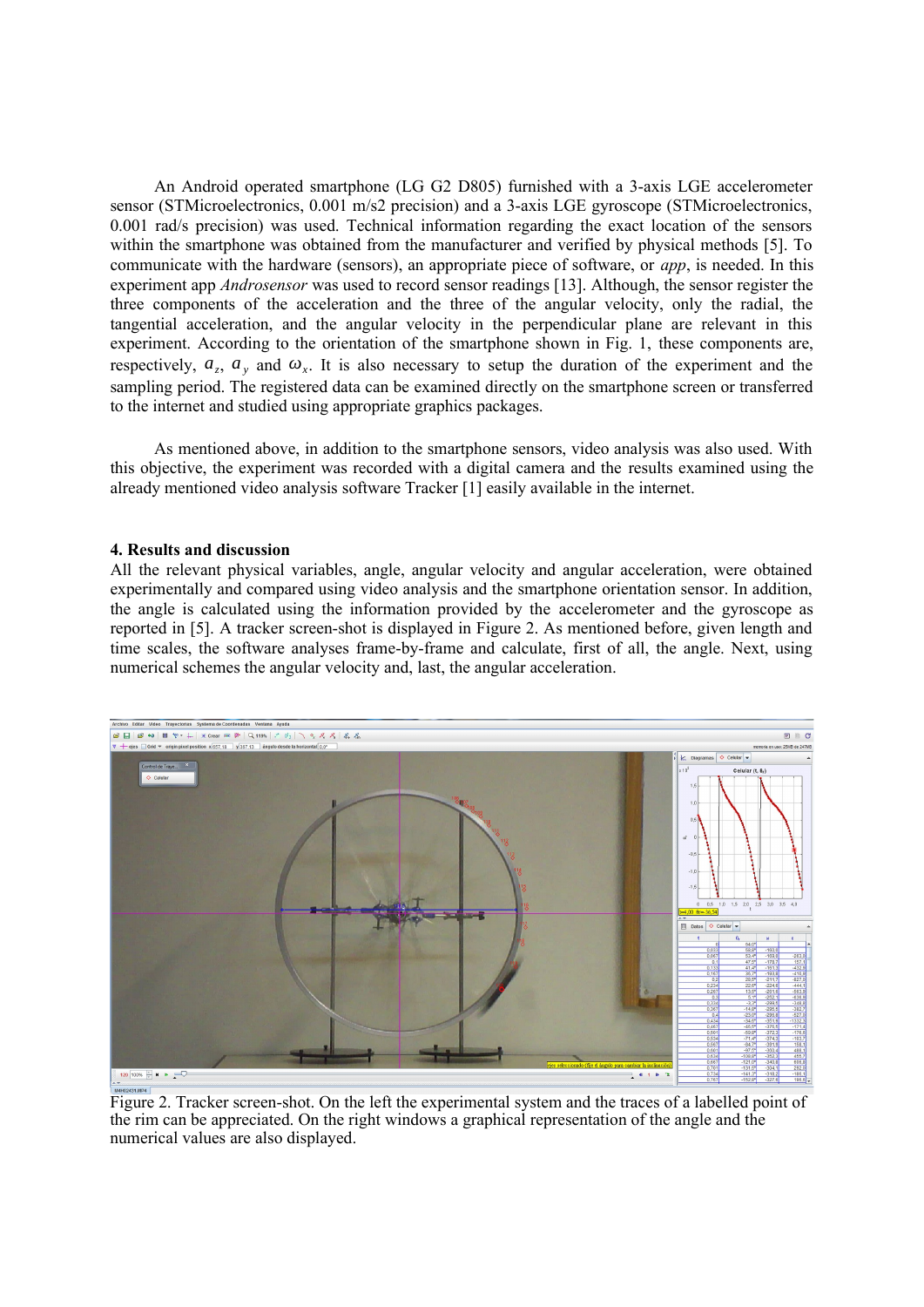An Android operated smartphone (LG G2 D805) furnished with a 3-axis LGE accelerometer sensor (STMicroelectronics, 0.001 m/s2 precision) and a 3-axis LGE gyroscope (STMicroelectronics, 0.001 rad/s precision) was used. Technical information regarding the exact location of the sensors within the smartphone was obtained from the manufacturer and verified by physical methods [5]. To communicate with the hardware (sensors), an appropriate piece of software, or *app*, is needed. In this experiment app *Androsensor* was used to record sensor readings [13]. Although, the sensor register the three components of the acceleration and the three of the angular velocity, only the radial, the tangential acceleration, and the angular velocity in the perpendicular plane are relevant in this experiment. According to the orientation of the smartphone shown in Fig. 1, these components are, respectively, $a_z$, $a_y$ and $\omega_x$. It is also necessary to setup the duration of the experiment and the sampling period. The registered data can be examined directly on the smartphone screen or transferred to the internet and studied using appropriate graphics packages.

As mentioned above, in addition to the smartphone sensors, video analysis was also used. With this objective, the experiment was recorded with a digital camera and the results examined using the already mentioned video analysis software Tracker [1] easily available in the internet.

## 4. Results and discussion

All the relevant physical variables, angle, angular velocity and angular acceleration, were obtained experimentally and compared using video analysis and the smartphone orientation sensor. In addition, the angle is calculated using the information provided by the accelerometer and the gyroscope as reported in [5]. A tracker screen-shot is displayed in Figure 2. As mentioned before, given length and time scales, the software analyses frame-by-frame and calculate, first of all, the angle. Next, using numerical schemes the angular velocity and, last, the angular acceleration.

Figure 2. Tracker screen-shot. On the left the experimental system and the traces of a labelled point of the rim can be appreciated. On the right windows a graphical representation of the angle and the numerical values are also displayed.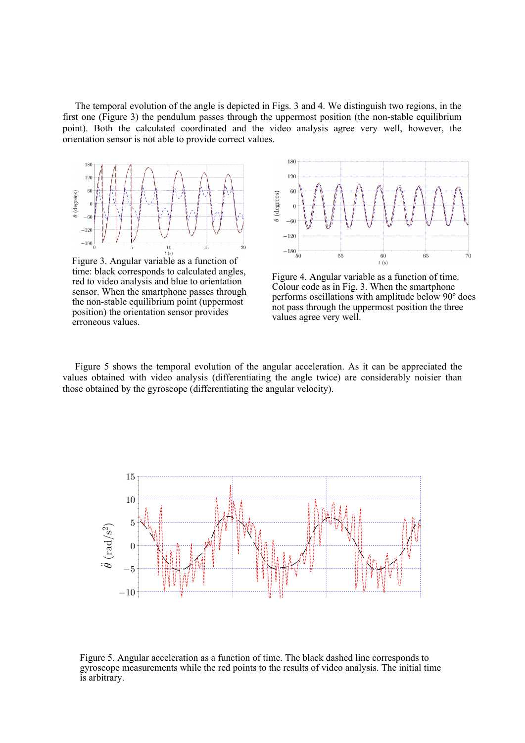The temporal evolution of the angle is depicted in Figs. 3 and 4. We distinguish two regions, in the first one (Figure 3) the pendulum passes through the uppermost position (the non-stable equilibrium point). Both the calculated coordinated and the video analysis agree very well, however, the orientation sensor is not able to provide correct values.

Figure 3. Angular variable as a function of time: black corresponds to calculated angles, red to video analysis and blue to orientation sensor. When the smartphone passes through the non-stable equilibrium point (uppermost position) the orientation sensor provides erroneous values.

Figure 4. Angular variable as a function of time. Colour code as in Fig. 3. When the smartphone performs oscillations with amplitude below 90º does not pass through the uppermost position the three values agree very well.

Figure 5 shows the temporal evolution of the angular acceleration. As it can be appreciated the values obtained with video analysis (differentiating the angle twice) are considerably noisier than those obtained by the gyroscope (differentiating the angular velocity).

Figure 5. Angular acceleration as a function of time. The black dashed line corresponds to gyroscope measurements while the red points to the results of video analysis. The initial time is arbitrary.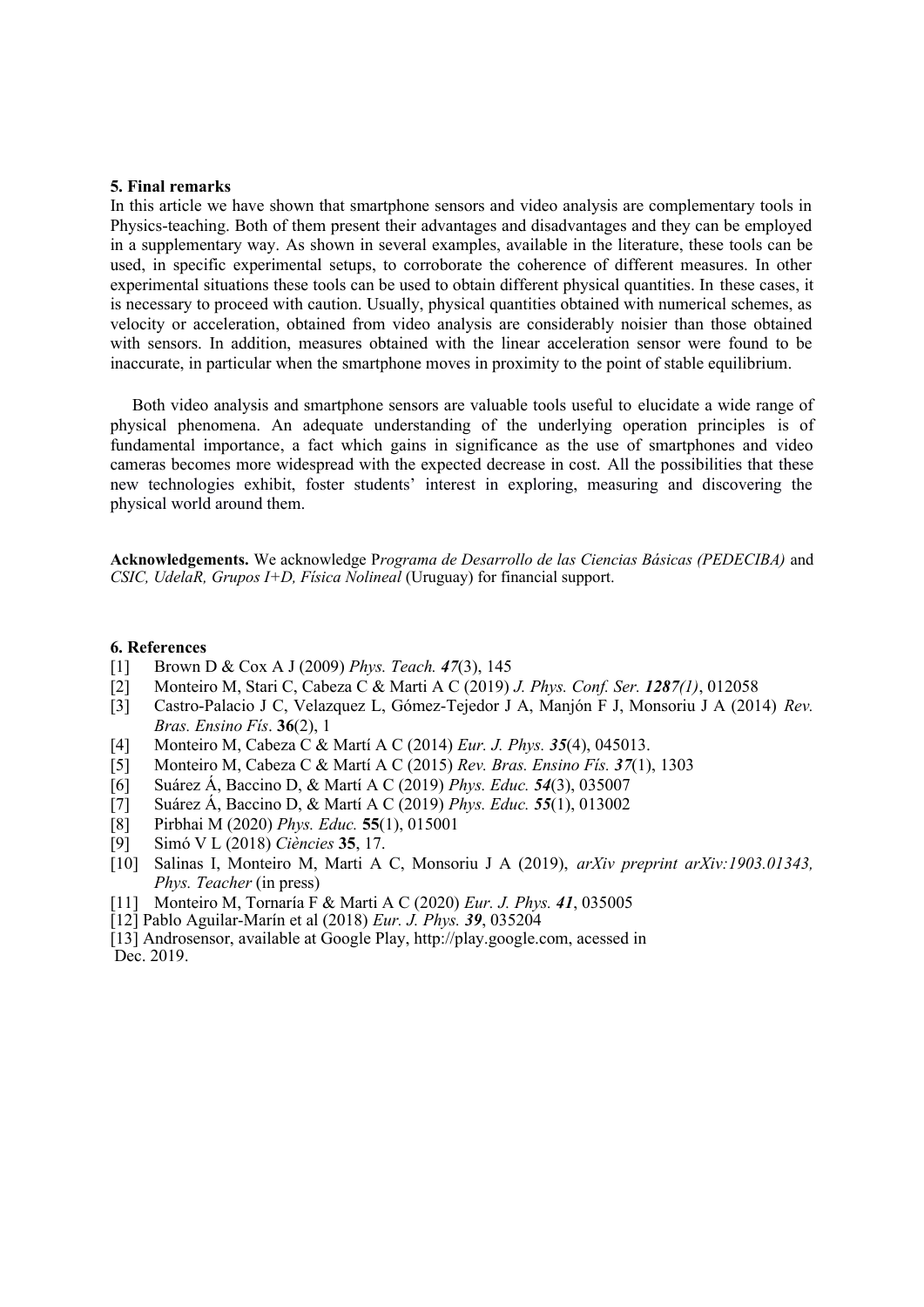## 5. Final remarks

In this article we have shown that smartphone sensors and video analysis are complementary tools in Physics-teaching. Both of them present their advantages and disadvantages and they can be employed in a supplementary way. As shown in several examples, available in the literature, these tools can be used, in specific experimental setups, to corroborate the coherence of different measures. In other experimental situations these tools can be used to obtain different physical quantities. In these cases, it is necessary to proceed with caution. Usually, physical quantities obtained with numerical schemes, as velocity or acceleration, obtained from video analysis are considerably noisier than those obtained with sensors. In addition, measures obtained with the linear acceleration sensor were found to be inaccurate, in particular when the smartphone moves in proximity to the point of stable equilibrium.

Both video analysis and smartphone sensors are valuable tools useful to elucidate a wide range of physical phenomena. An adequate understanding of the underlying operation principles is of fundamental importance, a fact which gains in significance as the use of smartphones and video cameras becomes more widespread with the expected decrease in cost. All the possibilities that these new technologies exhibit, foster students' interest in exploring, measuring and discovering the physical world around them.

**Acknowledgements.** We acknowledge P*rograma de Desarrollo de las Ciencias Básicas (PEDECIBA)* and *CSIC, UdelaR, Grupos I+D, Física Nolineal* (Uruguay) for financial support.

## 6. References

[1] Brown D & Cox A J (2009) *Phys. Teach.* ***47***(3), 145

[2] Monteiro M, Stari C, Cabeza C & Marti A C (2019) *J. Phys. Conf. Ser.* ***1287(1)***, 012058

[3] Castro-Palacio J C, Velazquez L, Gómez-Tejedor J A, Manjón F J, Monsoriu J A (2014) *Rev. Bras. Ensino Fís*. **36**(2), 1

[4] Monteiro M, Cabeza C & Martí A C (2014) *Eur. J. Phys.* ***35***(4), 045013.

[5] Monteiro M, Cabeza C & Martí A C (2015) *Rev. Bras. Ensino Fis.* ***37***(1), 1303

[6] Suárez Á, Baccino D, & Martí A C (2019) *Phys. Educ.* ***54***(3), 035007

[7] Suárez Á, Baccino D, & Martí A C (2019) *Phys. Educ.* ***55***(1), 013002

[8] Pirbhai M (2020) *Phys. Educ.* **55**(1), 015001

[9] Simó V L (2018) *Ciències* **35**, 17.

[10] Salinas I, Monteiro M, Marti A C, Monsoriu J A (2019), *arXiv preprint arXiv:1903.01343, Phys. Teacher* (in press)

[11] Monteiro M, Tornaría F & Marti A C (2020) *Eur. J. Phys.* ***41***, 035005

[12] Pablo Aguilar-Marín et al (2018) *Eur. J. Phys.* ***39***, 035204

[13] Androsensor, available at Google Play, http://play.google.com, acessed in Dec. 2019.